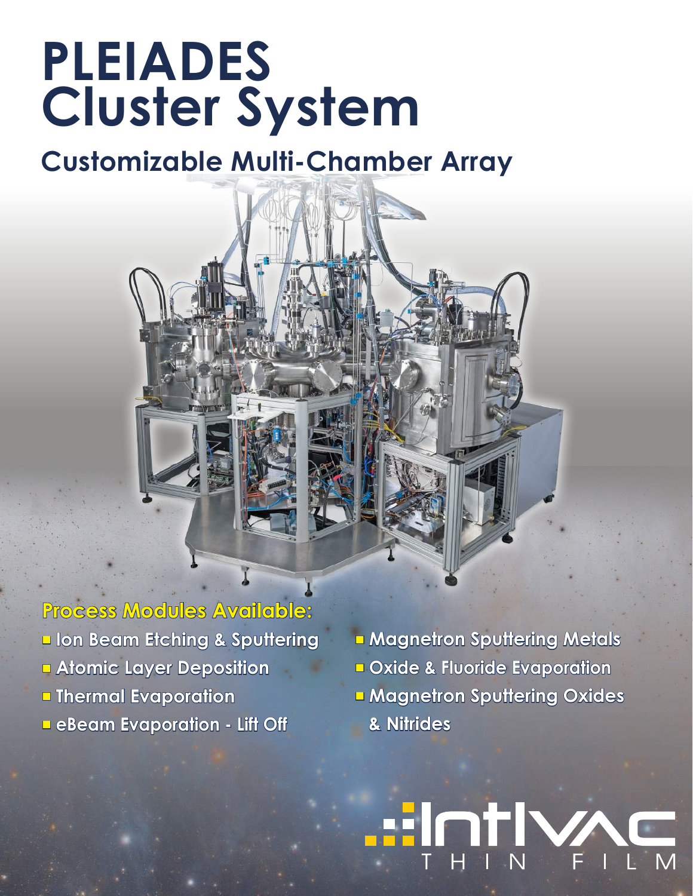# PLEIADES Cluster System

## Customizable Multi-Chamber Array

### Process Modules Available:

- Ion Beam Etching & Sputtering
- Atomic Layer Deposition
- Thermal Evaporation
- eBeam Evaporation - Lift Off
- Magnetron Sputtering Metals
- Oxide & Fluoride Evaporation
- Magnetron Sputtering Oxides & Nitrides

IntlVAC THIN FILM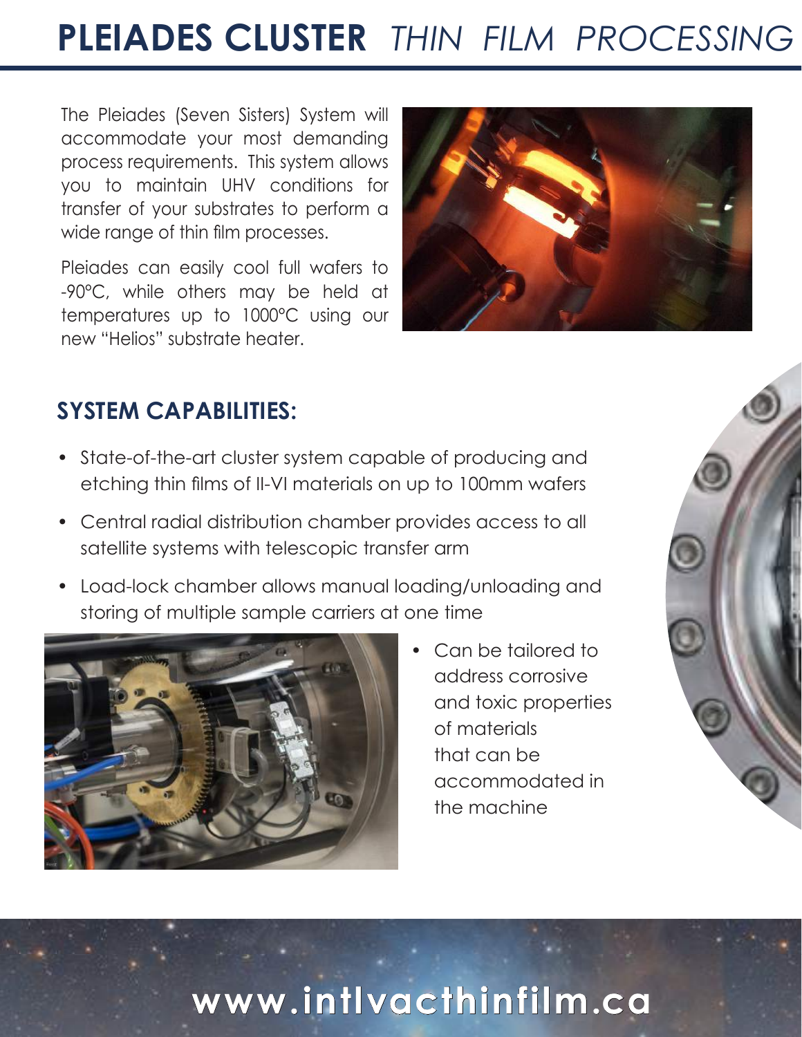# PLEIADES CLUSTER *THIN FILM PROCESSING*

The Pleiades (Seven Sisters) System will accommodate your most demanding process requirements. This system allows you to maintain UHV conditions for transfer of your substrates to perform a wide range of thin film processes.

Pleiades can easily cool full wafers to -90°C, while others may be held at temperatures up to 1000°C using our new "Helios" substrate heater.

## SYSTEM CAPABILITIES:

- State-of-the-art cluster system capable of producing and etching thin films of II-VI materials on up to 100mm wafers
- Central radial distribution chamber provides access to all satellite systems with telescopic transfer arm
- Load-lock chamber allows manual loading/unloading and storing of multiple sample carriers at one time
- Can be tailored to address corrosive and toxic properties of materials that can be accommodated in the machine

**www.intlvacthinfilm.ca**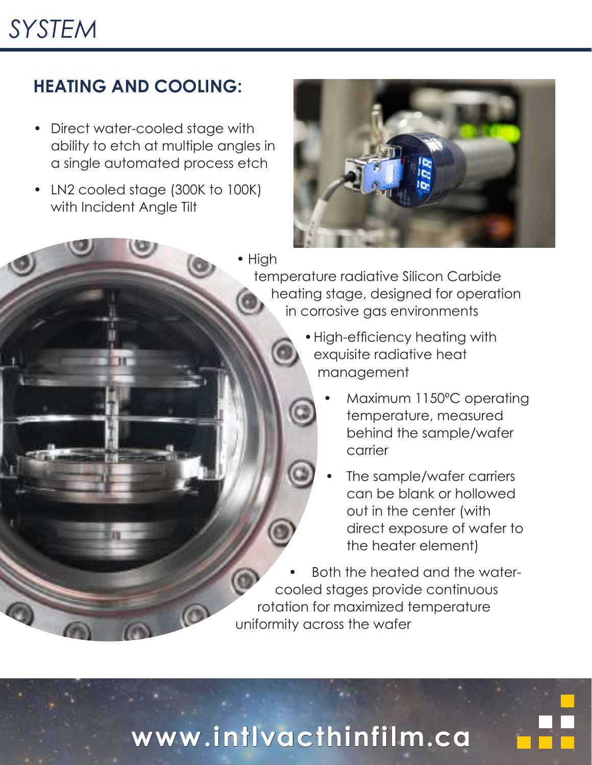# SYSTEM

## HEATING AND COOLING:

- Direct water-cooled stage with ability to etch at multiple angles in a single automated process etch
- LN2 cooled stage (300K to 100K) with Incident Angle Tilt
- High temperature radiative Silicon Carbide heating stage, designed for operation in corrosive gas environments
- High-efficiency heating with exquisite radiative heat management
- Maximum 1150°C operating temperature, measured behind the sample/wafer carrier
- The sample/wafer carriers can be blank or hollowed out in the center (with direct exposure of wafer to the heater element)
- Both the heated and the water-cooled stages provide continuous rotation for maximized temperature uniformity across the wafer

www.intlvacthinfilm.ca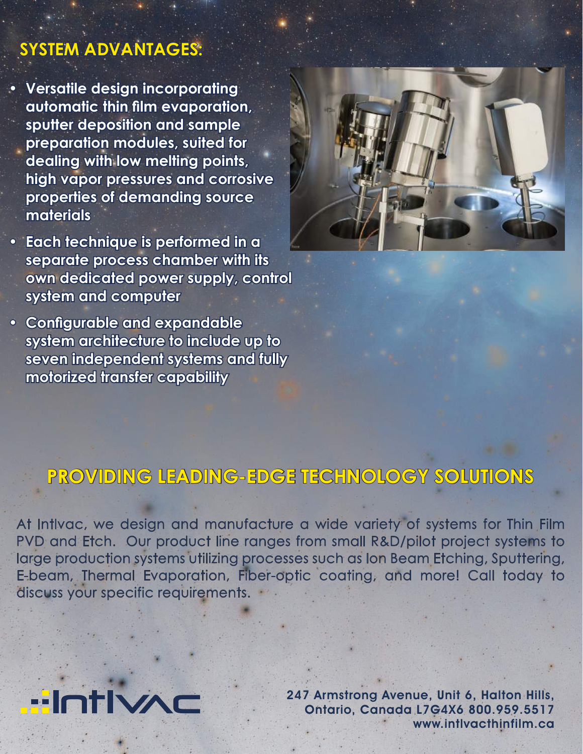## SYSTEM ADVANTAGES:

- Versatile design incorporating automatic thin film evaporation, sputter deposition and sample preparation modules, suited for dealing with low melting points, high vapor pressures and corrosive properties of demanding source materials
- Each technique is performed in a separate process chamber with its own dedicated power supply, control system and computer
- Configurable and expandable system architecture to include up to seven independent systems and fully motorized transfer capability

## PROVIDING LEADING-EDGE TECHNOLOGY SOLUTIONS

At Intlvac, we design and manufacture a wide variety of systems for Thin Film PVD and Etch. Our product line ranges from small R&D/pilot project systems to large production systems utilizing processes such as Ion Beam Etching, Sputtering, E-beam, Thermal Evaporation, Fiber-optic coating, and more! Call today to discuss your specific requirements.

Intlvac

247 Armstrong Avenue, Unit 6, Halton Hills, Ontario, Canada L7G4X6 800.959.5517
www.intlvacthinfilm.ca